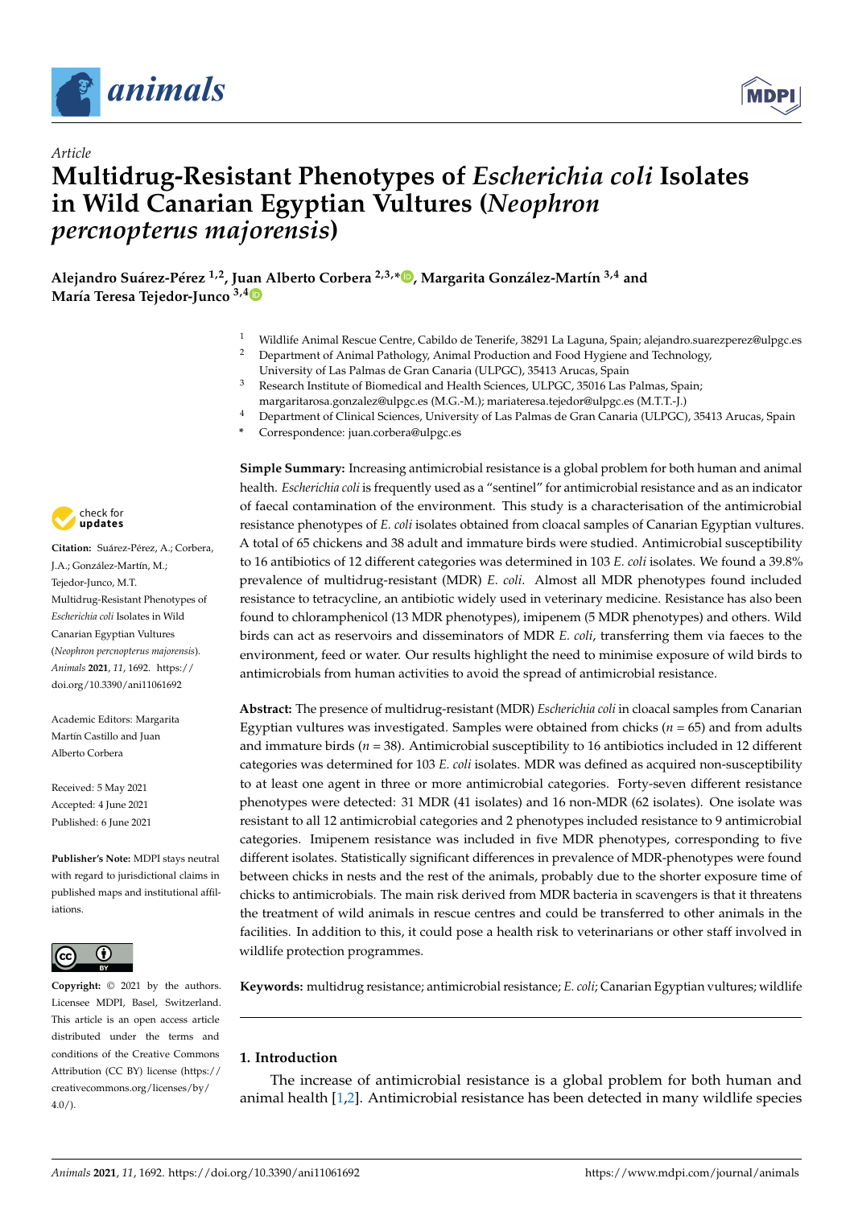Article

# Multidrug-Resistant Phenotypes of *Escherichia coli* Isolates in Wild Canarian Egyptian Vultures (*Neophron percnopterus majorensis*)

**Alejandro Suárez-Pérez [1,2], Juan Alberto Corbera [2,3,*], Margarita González-Martín [3,4] and María Teresa Tejedor-Junco [3,4]**

1 Wildlife Animal Rescue Centre, Cabildo de Tenerife, 38291 La Laguna, Spain; alejandro.suarezperez@ulpgc.es
2 Department of Animal Pathology, Animal Production and Food Hygiene and Technology, University of Las Palmas de Gran Canaria (ULPGC), 35413 Arucas, Spain
3 Research Institute of Biomedical and Health Sciences, ULPGC, 35016 Las Palmas, Spain; margaritarosa.gonzalez@ulpgc.es (M.G.-M.); mariateresa.tejedor@ulpgc.es (M.T.T.-J.)
4 Department of Clinical Sciences, University of Las Palmas de Gran Canaria (ULPGC), 35413 Arucas, Spain
* Correspondence: juan.corbera@ulpgc.es

**Citation:** Suárez-Pérez, A.; Corbera, J.A.; González-Martín, M.; Tejedor-Junco, M.T. Multidrug-Resistant Phenotypes of *Escherichia coli* Isolates in Wild Canarian Egyptian Vultures (*Neophron percnopterus majorensis*). *Animals* **2021**, *11*, 1692. https://doi.org/10.3390/ani11061692

Academic Editors: Margarita Martín Castillo and Juan Alberto Corbera

Received: 5 May 2021
Accepted: 4 June 2021
Published: 6 June 2021

**Publisher's Note:** MDPI stays neutral with regard to jurisdictional claims in published maps and institutional affiliations.

**Copyright:** © 2021 by the authors. Licensee MDPI, Basel, Switzerland. This article is an open access article distributed under the terms and conditions of the Creative Commons Attribution (CC BY) license (https://creativecommons.org/licenses/by/4.0/).

**Simple Summary:** Increasing antimicrobial resistance is a global problem for both human and animal health. *Escherichia coli* is frequently used as a "sentinel" for antimicrobial resistance and as an indicator of faecal contamination of the environment. This study is a characterisation of the antimicrobial resistance phenotypes of *E. coli* isolates obtained from cloacal samples of Canarian Egyptian vultures. A total of 65 chickens and 38 adult and immature birds were studied. Antimicrobial susceptibility to 16 antibiotics of 12 different categories was determined in 103 *E. coli* isolates. We found a 39.8% prevalence of multidrug-resistant (MDR) *E. coli*. Almost all MDR phenotypes found included resistance to tetracycline, an antibiotic widely used in veterinary medicine. Resistance has also been found to chloramphenicol (13 MDR phenotypes), imipenem (5 MDR phenotypes) and others. Wild birds can act as reservoirs and disseminators of MDR *E. coli*, transferring them via faeces to the environment, feed or water. Our results highlight the need to minimise exposure of wild birds to antimicrobials from human activities to avoid the spread of antimicrobial resistance.

**Abstract:** The presence of multidrug-resistant (MDR) *Escherichia coli* in cloacal samples from Canarian Egyptian vultures was investigated. Samples were obtained from chicks ($n = 65$) and from adults and immature birds ($n = 38$). Antimicrobial susceptibility to 16 antibiotics included in 12 different categories was determined for 103 *E. coli* isolates. MDR was defined as acquired non-susceptibility to at least one agent in three or more antimicrobial categories. Forty-seven different resistance phenotypes were detected: 31 MDR (41 isolates) and 16 non-MDR (62 isolates). One isolate was resistant to all 12 antimicrobial categories and 2 phenotypes included resistance to 9 antimicrobial categories. Imipenem resistance was included in five MDR phenotypes, corresponding to five different isolates. Statistically significant differences in prevalence of MDR-phenotypes were found between chicks in nests and the rest of the animals, probably due to the shorter exposure time of chicks to antimicrobials. The main risk derived from MDR bacteria in scavengers is that it threatens the treatment of wild animals in rescue centres and could be transferred to other animals in the facilities. In addition to this, it could pose a health risk to veterinarians or other staff involved in wildlife protection programmes.

**Keywords:** multidrug resistance; antimicrobial resistance; *E. coli*; Canarian Egyptian vultures; wildlife

## 1. Introduction

The increase of antimicrobial resistance is a global problem for both human and animal health [1,2]. Antimicrobial resistance has been detected in many wildlife species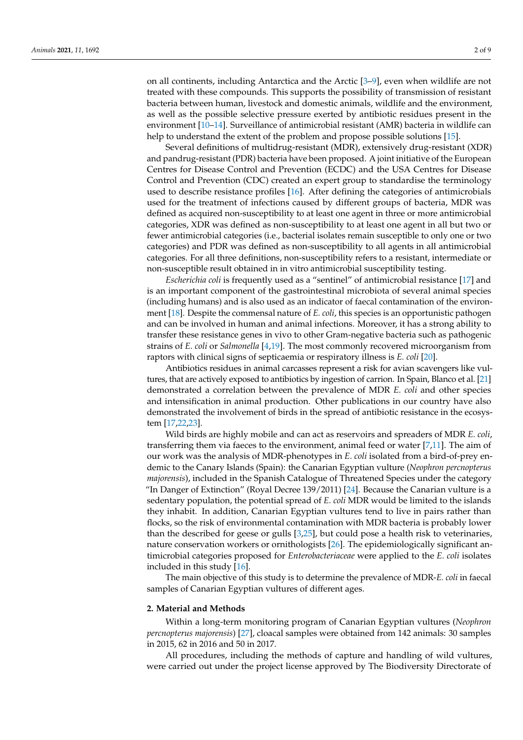on all continents, including Antarctica and the Arctic [3–9], even when wildlife are not treated with these compounds. This supports the possibility of transmission of resistant bacteria between human, livestock and domestic animals, wildlife and the environment, as well as the possible selective pressure exerted by antibiotic residues present in the environment [10–14]. Surveillance of antimicrobial resistant (AMR) bacteria in wildlife can help to understand the extent of the problem and propose possible solutions [15].

Several definitions of multidrug-resistant (MDR), extensively drug-resistant (XDR) and pandrug-resistant (PDR) bacteria have been proposed. A joint initiative of the European Centres for Disease Control and Prevention (ECDC) and the USA Centres for Disease Control and Prevention (CDC) created an expert group to standardise the terminology used to describe resistance profiles [16]. After defining the categories of antimicrobials used for the treatment of infections caused by different groups of bacteria, MDR was defined as acquired non-susceptibility to at least one agent in three or more antimicrobial categories, XDR was defined as non-susceptibility to at least one agent in all but two or fewer antimicrobial categories (i.e., bacterial isolates remain susceptible to only one or two categories) and PDR was defined as non-susceptibility to all agents in all antimicrobial categories. For all three definitions, non-susceptibility refers to a resistant, intermediate or non-susceptible result obtained in in vitro antimicrobial susceptibility testing.

*Escherichia coli* is frequently used as a "sentinel" of antimicrobial resistance [17] and is an important component of the gastrointestinal microbiota of several animal species (including humans) and is also used as an indicator of faecal contamination of the environment [18]. Despite the commensal nature of *E. coli*, this species is an opportunistic pathogen and can be involved in human and animal infections. Moreover, it has a strong ability to transfer these resistance genes in vivo to other Gram-negative bacteria such as pathogenic strains of *E. coli* or *Salmonella* [4,19]. The most commonly recovered microorganism from raptors with clinical signs of septicaemia or respiratory illness is *E. coli* [20].

Antibiotics residues in animal carcasses represent a risk for avian scavengers like vultures, that are actively exposed to antibiotics by ingestion of carrion. In Spain, Blanco et al. [21] demonstrated a correlation between the prevalence of MDR *E. coli* and other species and intensification in animal production. Other publications in our country have also demonstrated the involvement of birds in the spread of antibiotic resistance in the ecosystem [17,22,23].

Wild birds are highly mobile and can act as reservoirs and spreaders of MDR *E. coli*, transferring them via faeces to the environment, animal feed or water [7,11]. The aim of our work was the analysis of MDR-phenotypes in *E. coli* isolated from a bird-of-prey endemic to the Canary Islands (Spain): the Canarian Egyptian vulture (*Neophron percnopterus majorensis*), included in the Spanish Catalogue of Threatened Species under the category "In Danger of Extinction" (Royal Decree 139/2011) [24]. Because the Canarian vulture is a sedentary population, the potential spread of *E. coli* MDR would be limited to the islands they inhabit. In addition, Canarian Egyptian vultures tend to live in pairs rather than flocks, so the risk of environmental contamination with MDR bacteria is probably lower than the described for geese or gulls [3,25], but could pose a health risk to veterinaries, nature conservation workers or ornithologists [26]. The epidemiologically significant antimicrobial categories proposed for *Enterobacteriaceae* were applied to the *E. coli* isolates included in this study [16].

The main objective of this study is to determine the prevalence of MDR-*E. coli* in faecal samples of Canarian Egyptian vultures of different ages.

## 2. Material and Methods

Within a long-term monitoring program of Canarian Egyptian vultures (*Neophron percnopterus majorensis*) [27], cloacal samples were obtained from 142 animals: 30 samples in 2015, 62 in 2016 and 50 in 2017.

All procedures, including the methods of capture and handling of wild vultures, were carried out under the project license approved by The Biodiversity Directorate of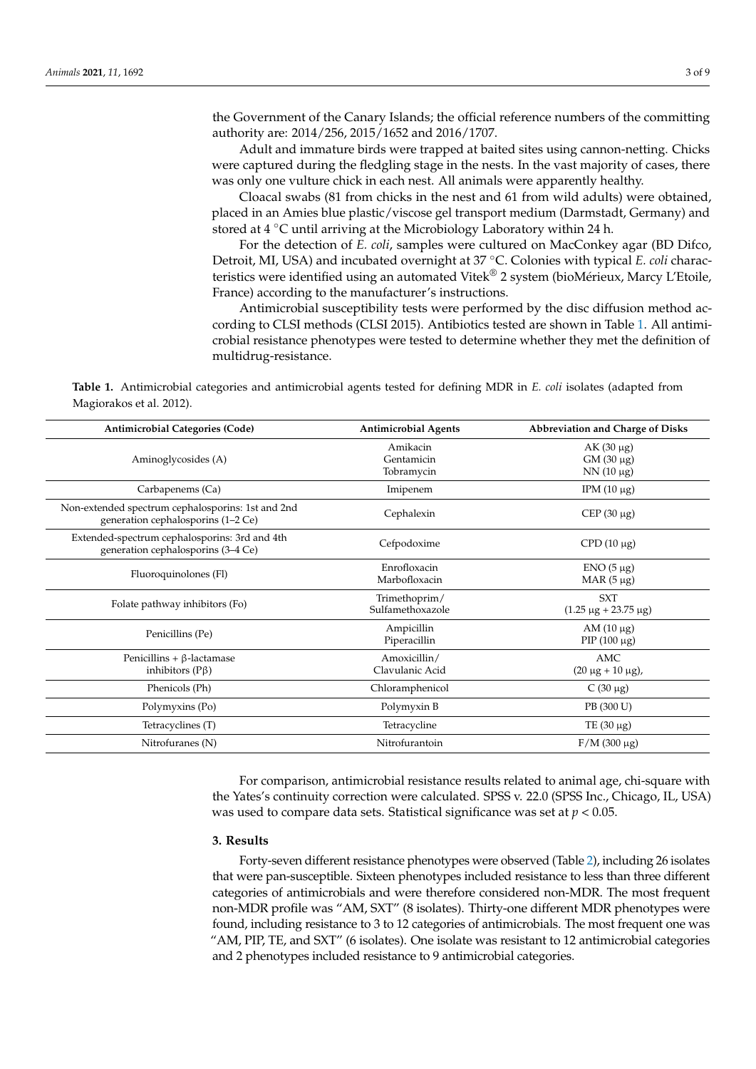the Government of the Canary Islands; the official reference numbers of the committing authority are: 2014/256, 2015/1652 and 2016/1707.

Adult and immature birds were trapped at baited sites using cannon-netting. Chicks were captured during the fledgling stage in the nests. In the vast majority of cases, there was only one vulture chick in each nest. All animals were apparently healthy.

Cloacal swabs (81 from chicks in the nest and 61 from wild adults) were obtained, placed in an Amies blue plastic/viscose gel transport medium (Darmstadt, Germany) and stored at 4 °C until arriving at the Microbiology Laboratory within 24 h.

For the detection of *E. coli*, samples were cultured on MacConkey agar (BD Difco, Detroit, MI, USA) and incubated overnight at 37 °C. Colonies with typical *E. coli* characteristics were identified using an automated Vitek® 2 system (bioMérieux, Marcy L'Etoile, France) according to the manufacturer's instructions.

Antimicrobial susceptibility tests were performed by the disc diffusion method according to CLSI methods (CLSI 2015). Antibiotics tested are shown in Table 1. All antimicrobial resistance phenotypes were tested to determine whether they met the definition of multidrug-resistance.

**Table 1.** Antimicrobial categories and antimicrobial agents tested for defining MDR in *E. coli* isolates (adapted from Magiorakos et al. 2012).

| Antimicrobial Categories (Code) | Antimicrobial Agents | Abbreviation and Charge of Disks |
| --- | --- | --- |
| Aminoglycosides (A) | Amikacin<br>Gentamicin<br>Tobramycin | AK (30 μg)<br>GM (30 μg)<br>NN (10 μg) |
| Carbapenems (Ca) | Imipenem | IPM (10 μg) |
| Non-extended spectrum cephalosporins: 1st and 2nd generation cephalosporins (1–2 Ce) | Cephalexin | CEP (30 μg) |
| Extended-spectrum cephalosporins: 3rd and 4th generation cephalosporins (3–4 Ce) | Cefpodoxime | CPD (10 μg) |
| Fluoroquinolones (Fl) | Enrofloxacin<br>Marbofloxacin | ENO (5 μg)<br>MAR (5 μg) |
| Folate pathway inhibitors (Fo) | Trimethoprim/<br>Sulfamethoxazole | SXT<br>(1.25 μg + 23.75 μg) |
| Penicillins (Pe) | Ampicillin<br>Piperacillin | AM (10 μg)<br>PIP (100 μg) |
| Penicillins + β-lactamase inhibitors (Pβ) | Amoxicillin/<br>Clavulanic Acid | AMC<br>(20 μg + 10 μg), |
| Phenicols (Ph) | Chloramphenicol | C (30 μg) |
| Polymyxins (Po) | Polymyxin B | PB (300 U) |
| Tetracyclines (T) | Tetracycline | TE (30 μg) |
| Nitrofuranes (N) | Nitrofurantoin | F/M (300 μg) |

For comparison, antimicrobial resistance results related to animal age, chi-square with the Yates's continuity correction were calculated. SPSS v. 22.0 (SPSS Inc., Chicago, IL, USA) was used to compare data sets. Statistical significance was set at $p < 0.05$.

## 3. Results

Forty-seven different resistance phenotypes were observed (Table 2), including 26 isolates that were pan-susceptible. Sixteen phenotypes included resistance to less than three different categories of antimicrobials and were therefore considered non-MDR. The most frequent non-MDR profile was "AM, SXT" (8 isolates). Thirty-one different MDR phenotypes were found, including resistance to 3 to 12 categories of antimicrobials. The most frequent one was "AM, PIP, TE, and SXT" (6 isolates). One isolate was resistant to 12 antimicrobial categories and 2 phenotypes included resistance to 9 antimicrobial categories.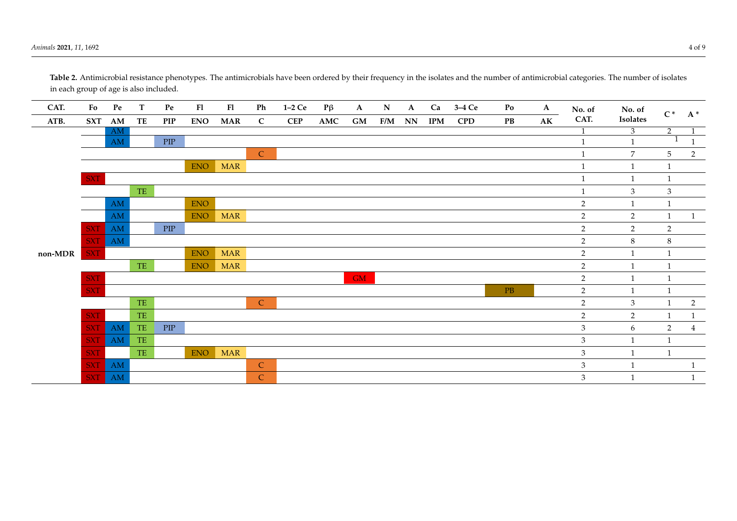**Table 2.** Antimicrobial resistance phenotypes. The antimicrobials have been ordered by their frequency in the isolates and the number of antimicrobial categories. The number of isolates in each group of age is also included.

| CAT. | Fo | Pe | T | Pe | Fl | Fl | Ph | 1–2 Ce | Pβ | A | N | A | Ca | 3–4 Ce | Po | A | No. of CAT. | No. of Isolates | C * | A * |
|---|---|---|---|---|---|---|---|---|---|---|---|---|---|---|---|---|---|---|---|---|
| ATB. | SXT | AM | TE | PIP | ENO | MAR | C | CEP | AMC | GM | F/M | NN | IPM | CPD | PB | AK | | | | |
| non-MDR | | AM | | | | | | | | | | | | | | | 1 | 3 | 2 | 1 |
| | | AM | | PIP | | | | | | | | | | | | | 1 | 1 | 1 | 1 |
| | | | | | | | C | | | | | | | | | | 1 | 7 | 5 | 2 |
| | | | | | ENO | MAR | | | | | | | | | | | 1 | 1 | 1 | |
| | SXT | | | | | | | | | | | | | | | | 1 | 1 | 1 | |
| | | | TE | | | | | | | | | | | | | | 1 | 3 | 3 | |
| | | AM | | | ENO | | | | | | | | | | | | 2 | 1 | 1 | |
| | | AM | | | ENO | MAR | | | | | | | | | | | 2 | 2 | 1 | 1 |
| | SXT | AM | | PIP | | | | | | | | | | | | | 2 | 2 | 2 | |
| | SXT | AM | | | | | | | | | | | | | | | 2 | 8 | 8 | |
| | SXT | | | | ENO | MAR | | | | | | | | | | | 2 | 1 | 1 | |
| | | | TE | | ENO | MAR | | | | | | | | | | | 2 | 1 | 1 | |
| | SXT | | | | | | | | | GM | | | | | | | 2 | 1 | 1 | |
| | SXT | | | | | | | | | | | | | | PB | | 2 | 1 | 1 | |
| | | | TE | | | | C | | | | | | | | | | 2 | 3 | 1 | 2 |
| | SXT | | TE | | | | | | | | | | | | | | 2 | 2 | 1 | 1 |
| | SXT | AM | TE | PIP | | | | | | | | | | | | | 3 | 6 | 2 | 4 |
| | SXT | AM | TE | | | | | | | | | | | | | | 3 | 1 | 1 | |
| | SXT | | TE | | ENO | MAR | | | | | | | | | | | 3 | 1 | 1 | |
| | SXT | AM | | | | | C | | | | | | | | | | 3 | 1 | | 1 |
| | SXT | AM | | | | | C | | | | | | | | | | 3 | 1 | | 1 |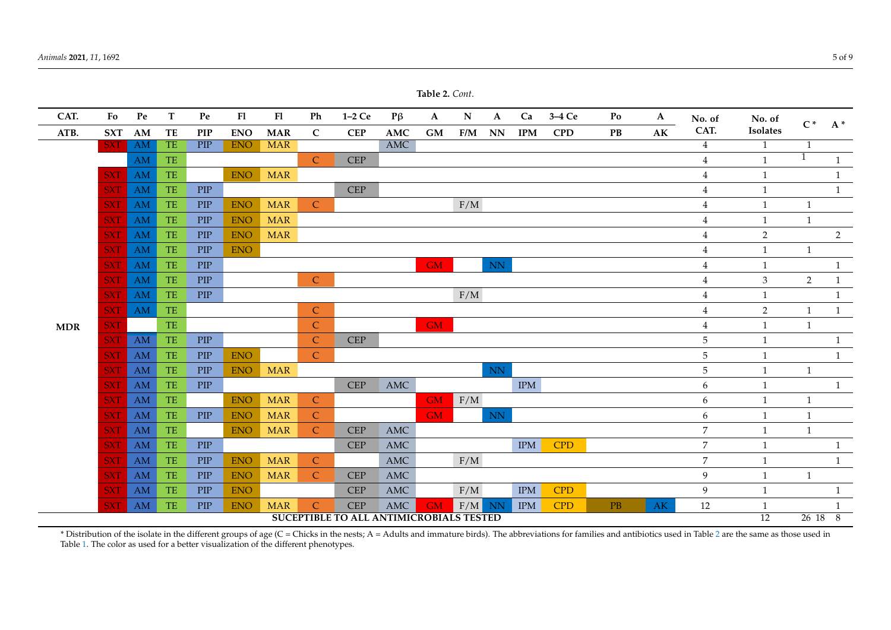**Table 2.** *Cont.*

| CAT. | Fo | Pe | T | Pe | Fl | Fl | Ph | 1–2 Ce | Pβ | A | N | A | Ca | 3–4 Ce | Po | A | No. of CAT. | No. of Isolates | C * | A * |
|---|---|---|---|---|---|---|---|---|---|---|---|---|---|---|---|---|---|---|---|---|
| ATB. | SXT | AM | TE | PIP | ENO | MAR | C | CEP | AMC | GM | F/M | NN | IPM | CPD | PB | AK | | | | |
| MDR | SXT | AM | TE | PIP | ENO | MAR | | | AMC | | | | | | | | 4 | 1 | 1 | |
| | | AM | TE | | | | C | CEP | | | | | | | | | 4 | 1 | 1 | 1 |
| | SXT | AM | TE | | ENO | MAR | | | | | | | | | | | 4 | 1 | | 1 |
| | SXT | AM | TE | PIP | | | | CEP | | | | | | | | | 4 | 1 | | 1 |
| | SXT | AM | TE | PIP | ENO | MAR | C | | | | F/M | | | | | | 4 | 1 | 1 | |
| | SXT | AM | TE | PIP | ENO | MAR | | | | | | | | | | | 4 | 1 | 1 | |
| | SXT | AM | TE | PIP | ENO | MAR | | | | | | | | | | | 4 | 2 | | 2 |
| | SXT | AM | TE | PIP | ENO | | | | | | | | | | | | 4 | 1 | 1 | |
| | SXT | AM | TE | PIP | | | | | | GM | | NN | | | | | 4 | 1 | | 1 |
| | SXT | AM | TE | PIP | | | C | | | | | | | | | | 4 | 3 | 2 | 1 |
| | SXT | AM | TE | PIP | | | | | | | F/M | | | | | | 4 | 1 | | 1 |
| | SXT | AM | TE | | | | C | | | | | | | | | | 4 | 2 | 1 | 1 |
| | SXT | | TE | | | | C | | | GM | | | | | | | 4 | 1 | 1 | |
| | SXT | AM | TE | PIP | | | C | CEP | | | | | | | | | 5 | 1 | | 1 |
| | SXT | AM | TE | PIP | ENO | | C | | | | | | | | | | 5 | 1 | | 1 |
| | SXT | AM | TE | PIP | ENO | MAR | | | | | | NN | | | | | 5 | 1 | 1 | |
| | SXT | AM | TE | PIP | | | | CEP | AMC | | | | IPM | | | | 6 | 1 | | 1 |
| | SXT | AM | TE | | ENO | MAR | C | | | GM | F/M | | | | | | 6 | 1 | 1 | |
| | SXT | AM | TE | PIP | ENO | MAR | C | | | GM | | NN | | | | | 6 | 1 | 1 | |
| | SXT | AM | TE | | ENO | MAR | C | CEP | AMC | | | | | | | | 7 | 1 | 1 | |
| | SXT | AM | TE | PIP | | | | CEP | AMC | | | | IPM | CPD | | | 7 | 1 | | 1 |
| | SXT | AM | TE | PIP | ENO | MAR | C | | AMC | | F/M | | | | | | 7 | 1 | | 1 |
| | SXT | AM | TE | PIP | ENO | MAR | C | CEP | AMC | | | | | | | | 9 | 1 | 1 | |
| | SXT | AM | TE | PIP | ENO | | | CEP | AMC | | F/M | | IPM | CPD | | | 9 | 1 | | 1 |
| | SXT | AM | TE | PIP | ENO | MAR | C | CEP | AMC | GM | F/M | NN | IPM | CPD | PB | AK | 12 | 1 | | 1 |
| SUCEPTIBLE TO ALL ANTIMICROBIALS TESTED | | | | | | | | | | | | | | | | | | 12 | 26 18 | 8 |

\* Distribution of the isolate in the different groups of age (C = Chicks in the nests; A = Adults and immature birds). The abbreviations for families and antibiotics used in Table 2 are the same as those used in Table 1. The color as used for a better visualization of the different phenotypes.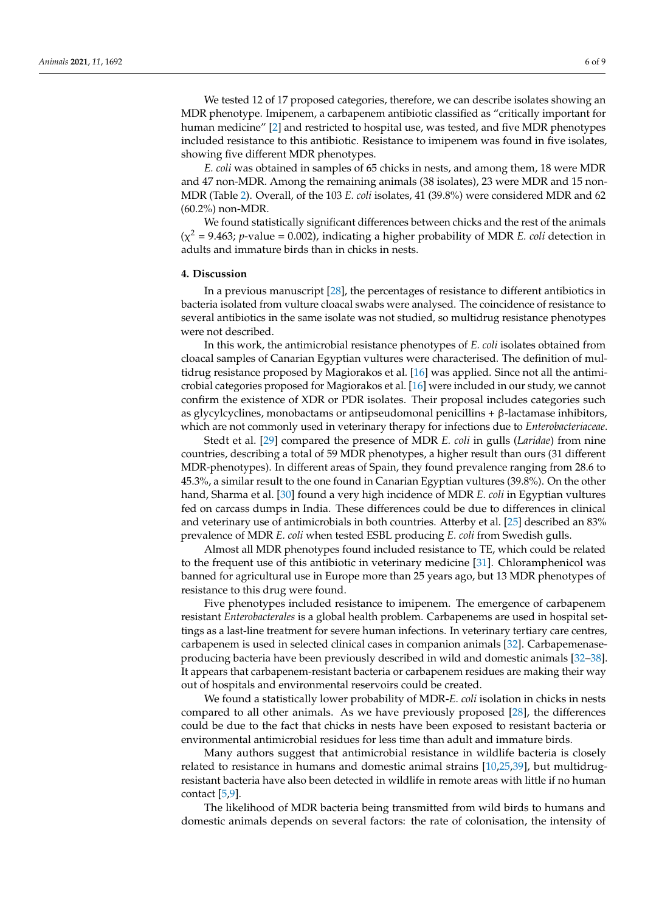We tested 12 of 17 proposed categories, therefore, we can describe isolates showing an MDR phenotype. Imipenem, a carbapenem antibiotic classified as "critically important for human medicine" [2] and restricted to hospital use, was tested, and five MDR phenotypes included resistance to this antibiotic. Resistance to imipenem was found in five isolates, showing five different MDR phenotypes.

*E. coli* was obtained in samples of 65 chicks in nests, and among them, 18 were MDR and 47 non-MDR. Among the remaining animals (38 isolates), 23 were MDR and 15 non-MDR (Table 2). Overall, of the 103 *E. coli* isolates, 41 (39.8%) were considered MDR and 62 (60.2%) non-MDR.

We found statistically significant differences between chicks and the rest of the animals ($\chi^2 = 9.463$; *p*-value = 0.002), indicating a higher probability of MDR *E. coli* detection in adults and immature birds than in chicks in nests.

## 4. Discussion

In a previous manuscript [28], the percentages of resistance to different antibiotics in bacteria isolated from vulture cloacal swabs were analysed. The coincidence of resistance to several antibiotics in the same isolate was not studied, so multidrug resistance phenotypes were not described.

In this work, the antimicrobial resistance phenotypes of *E. coli* isolates obtained from cloacal samples of Canarian Egyptian vultures were characterised. The definition of multidrug resistance proposed by Magiorakos et al. [16] was applied. Since not all the antimicrobial categories proposed for Magiorakos et al. [16] were included in our study, we cannot confirm the existence of XDR or PDR isolates. Their proposal includes categories such as glycylcyclines, monobactams or antipseudomonal penicillins + β-lactamase inhibitors, which are not commonly used in veterinary therapy for infections due to *Enterobacteriaceae*.

Stedt et al. [29] compared the presence of MDR *E. coli* in gulls (*Laridae*) from nine countries, describing a total of 59 MDR phenotypes, a higher result than ours (31 different MDR-phenotypes). In different areas of Spain, they found prevalence ranging from 28.6 to 45.3%, a similar result to the one found in Canarian Egyptian vultures (39.8%). On the other hand, Sharma et al. [30] found a very high incidence of MDR *E. coli* in Egyptian vultures fed on carcass dumps in India. These differences could be due to differences in clinical and veterinary use of antimicrobials in both countries. Atterby et al. [25] described an 83% prevalence of MDR *E. coli* when tested ESBL producing *E. coli* from Swedish gulls.

Almost all MDR phenotypes found included resistance to TE, which could be related to the frequent use of this antibiotic in veterinary medicine [31]. Chloramphenicol was banned for agricultural use in Europe more than 25 years ago, but 13 MDR phenotypes of resistance to this drug were found.

Five phenotypes included resistance to imipenem. The emergence of carbapenem resistant *Enterobacterales* is a global health problem. Carbapenems are used in hospital settings as a last-line treatment for severe human infections. In veterinary tertiary care centres, carbapenem is used in selected clinical cases in companion animals [32]. Carbapenemase-producing bacteria have been previously described in wild and domestic animals [32–38]. It appears that carbapenem-resistant bacteria or carbapenem residues are making their way out of hospitals and environmental reservoirs could be created.

We found a statistically lower probability of MDR-*E. coli* isolation in chicks in nests compared to all other animals. As we have previously proposed [28], the differences could be due to the fact that chicks in nests have been exposed to resistant bacteria or environmental antimicrobial residues for less time than adult and immature birds.

Many authors suggest that antimicrobial resistance in wildlife bacteria is closely related to resistance in humans and domestic animal strains [10,25,39], but multidrug-resistant bacteria have also been detected in wildlife in remote areas with little if no human contact [5,9].

The likelihood of MDR bacteria being transmitted from wild birds to humans and domestic animals depends on several factors: the rate of colonisation, the intensity of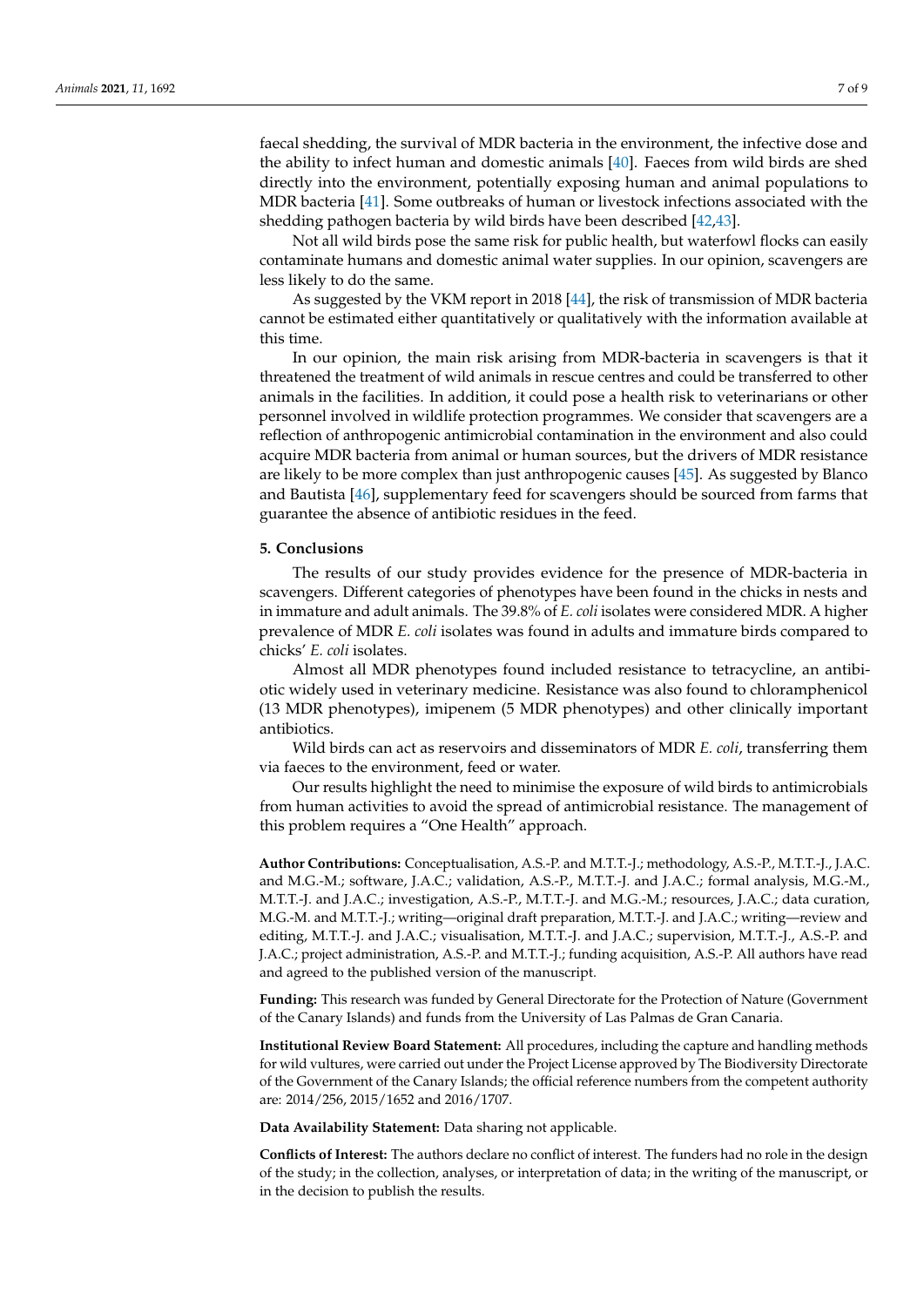faecal shedding, the survival of MDR bacteria in the environment, the infective dose and the ability to infect human and domestic animals [40]. Faeces from wild birds are shed directly into the environment, potentially exposing human and animal populations to MDR bacteria [41]. Some outbreaks of human or livestock infections associated with the shedding pathogen bacteria by wild birds have been described [42,43].

Not all wild birds pose the same risk for public health, but waterfowl flocks can easily contaminate humans and domestic animal water supplies. In our opinion, scavengers are less likely to do the same.

As suggested by the VKM report in 2018 [44], the risk of transmission of MDR bacteria cannot be estimated either quantitatively or qualitatively with the information available at this time.

In our opinion, the main risk arising from MDR-bacteria in scavengers is that it threatened the treatment of wild animals in rescue centres and could be transferred to other animals in the facilities. In addition, it could pose a health risk to veterinarians or other personnel involved in wildlife protection programmes. We consider that scavengers are a reflection of anthropogenic antimicrobial contamination in the environment and also could acquire MDR bacteria from animal or human sources, but the drivers of MDR resistance are likely to be more complex than just anthropogenic causes [45]. As suggested by Blanco and Bautista [46], supplementary feed for scavengers should be sourced from farms that guarantee the absence of antibiotic residues in the feed.

## 5. Conclusions

The results of our study provides evidence for the presence of MDR-bacteria in scavengers. Different categories of phenotypes have been found in the chicks in nests and in immature and adult animals. The 39.8% of *E. coli* isolates were considered MDR. A higher prevalence of MDR *E. coli* isolates was found in adults and immature birds compared to chicks' *E. coli* isolates.

Almost all MDR phenotypes found included resistance to tetracycline, an antibiotic widely used in veterinary medicine. Resistance was also found to chloramphenicol (13 MDR phenotypes), imipenem (5 MDR phenotypes) and other clinically important antibiotics.

Wild birds can act as reservoirs and disseminators of MDR *E. coli*, transferring them via faeces to the environment, feed or water.

Our results highlight the need to minimise the exposure of wild birds to antimicrobials from human activities to avoid the spread of antimicrobial resistance. The management of this problem requires a "One Health" approach.

**Author Contributions:** Conceptualisation, A.S.-P. and M.T.T.-J.; methodology, A.S.-P., M.T.T.-J., J.A.C. and M.G.-M.; software, J.A.C.; validation, A.S.-P., M.T.T.-J. and J.A.C.; formal analysis, M.G.-M., M.T.T.-J. and J.A.C.; investigation, A.S.-P., M.T.T.-J. and M.G.-M.; resources, J.A.C.; data curation, M.G.-M. and M.T.T.-J.; writing—original draft preparation, M.T.T.-J. and J.A.C.; writing—review and editing, M.T.T.-J. and J.A.C.; visualisation, M.T.T.-J. and J.A.C.; supervision, M.T.T.-J., A.S.-P. and J.A.C.; project administration, A.S.-P. and M.T.T.-J.; funding acquisition, A.S.-P. All authors have read and agreed to the published version of the manuscript.

**Funding:** This research was funded by General Directorate for the Protection of Nature (Government of the Canary Islands) and funds from the University of Las Palmas de Gran Canaria.

**Institutional Review Board Statement:** All procedures, including the capture and handling methods for wild vultures, were carried out under the Project License approved by The Biodiversity Directorate of the Government of the Canary Islands; the official reference numbers from the competent authority are: 2014/256, 2015/1652 and 2016/1707.

**Data Availability Statement:** Data sharing not applicable.

**Conflicts of Interest:** The authors declare no conflict of interest. The funders had no role in the design of the study; in the collection, analyses, or interpretation of data; in the writing of the manuscript, or in the decision to publish the results.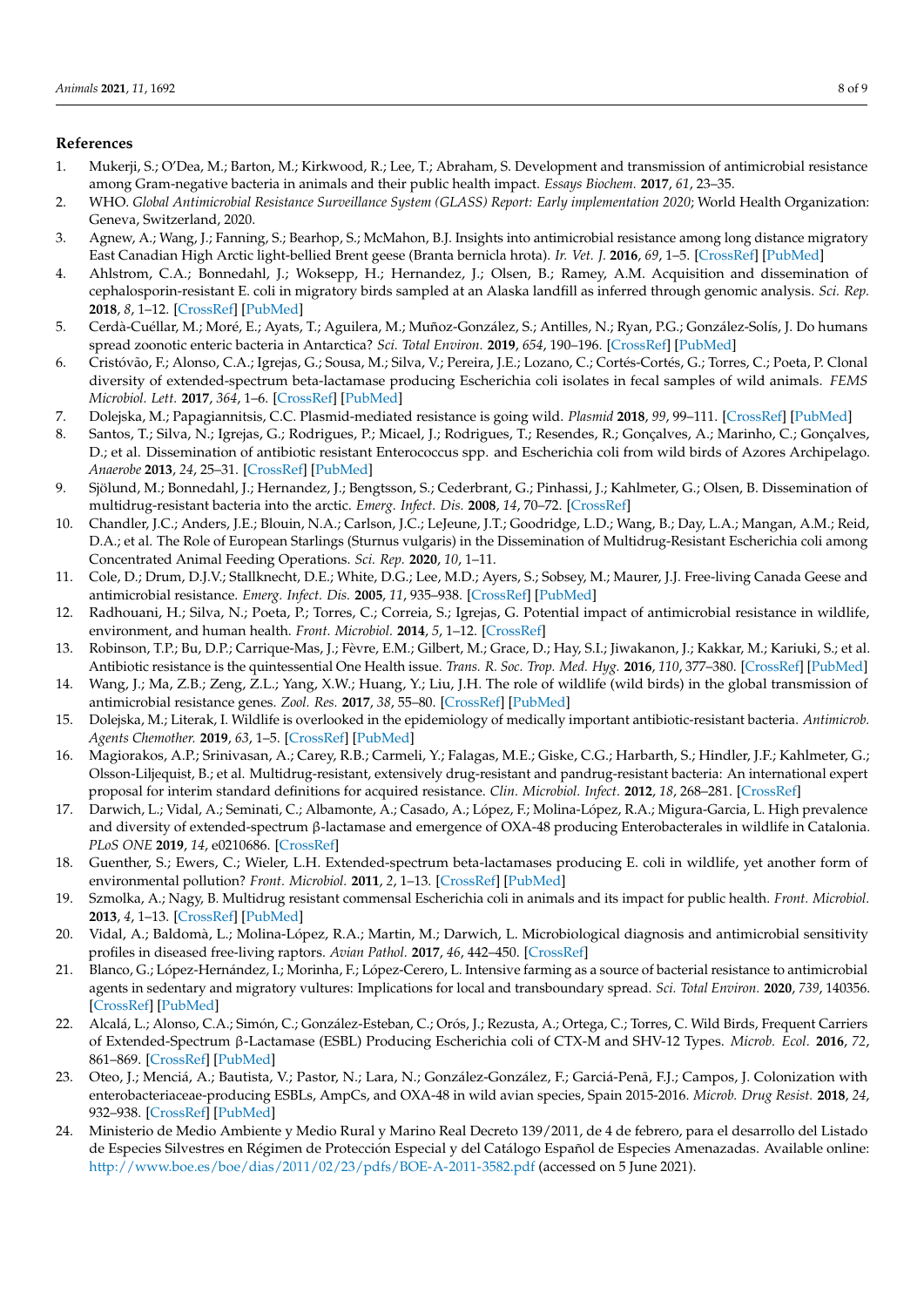## References

1. Mukerji, S.; O'Dea, M.; Barton, M.; Kirkwood, R.; Lee, T.; Abraham, S. Development and transmission of antimicrobial resistance among Gram-negative bacteria in animals and their public health impact. *Essays Biochem.* **2017**, *61*, 23–35.
2. WHO. *Global Antimicrobial Resistance Surveillance System (GLASS) Report: Early implementation 2020*; World Health Organization: Geneva, Switzerland, 2020.
3. Agnew, A.; Wang, J.; Fanning, S.; Bearhop, S.; McMahon, B.J. Insights into antimicrobial resistance among long distance migratory East Canadian High Arctic light-bellied Brent geese (Branta bernicla hrota). *Ir. Vet. J.* **2016**, *69*, 1–5. [CrossRef] [PubMed]
4. Ahlstrom, C.A.; Bonnedahl, J.; Woksepp, H.; Hernandez, J.; Olsen, B.; Ramey, A.M. Acquisition and dissemination of cephalosporin-resistant E. coli in migratory birds sampled at an Alaska landfill as inferred through genomic analysis. *Sci. Rep.* **2018**, *8*, 1–12. [CrossRef] [PubMed]
5. Cerdà-Cuéllar, M.; Moré, E.; Ayats, T.; Aguilera, M.; Muñoz-González, S.; Antilles, N.; Ryan, P.G.; González-Solís, J. Do humans spread zoonotic enteric bacteria in Antarctica? *Sci. Total Environ.* **2019**, *654*, 190–196. [CrossRef] [PubMed]
6. Cristóvão, F.; Alonso, C.A.; Igrejas, G.; Sousa, M.; Silva, V.; Pereira, J.E.; Lozano, C.; Cortés-Cortés, G.; Torres, C.; Poeta, P. Clonal diversity of extended-spectrum beta-lactamase producing Escherichia coli isolates in fecal samples of wild animals. *FEMS Microbiol. Lett.* **2017**, *364*, 1–6. [CrossRef] [PubMed]
7. Dolejska, M.; Papagiannitsis, C.C. Plasmid-mediated resistance is going wild. *Plasmid* **2018**, *99*, 99–111. [CrossRef] [PubMed]
8. Santos, T.; Silva, N.; Igrejas, G.; Rodrigues, P.; Micael, J.; Rodrigues, T.; Resendes, R.; Gonçalves, A.; Marinho, C.; Gonçalves, D.; et al. Dissemination of antibiotic resistant Enterococcus spp. and Escherichia coli from wild birds of Azores Archipelago. *Anaerobe* **2013**, *24*, 25–31. [CrossRef] [PubMed]
9. Sjölund, M.; Bonnedahl, J.; Hernandez, J.; Bengtsson, S.; Cederbrant, G.; Pinhassi, J.; Kahlmeter, G.; Olsen, B. Dissemination of multidrug-resistant bacteria into the arctic. *Emerg. Infect. Dis.* **2008**, *14*, 70–72. [CrossRef]
10. Chandler, J.C.; Anders, J.E.; Blouin, N.A.; Carlson, J.C.; LeJeune, J.T.; Goodridge, L.D.; Wang, B.; Day, L.A.; Mangan, A.M.; Reid, D.A.; et al. The Role of European Starlings (Sturnus vulgaris) in the Dissemination of Multidrug-Resistant Escherichia coli among Concentrated Animal Feeding Operations. *Sci. Rep.* **2020**, *10*, 1–11.
11. Cole, D.; Drum, D.J.V.; Stallknecht, D.E.; White, D.G.; Lee, M.D.; Ayers, S.; Sobsey, M.; Maurer, J.J. Free-living Canada Geese and antimicrobial resistance. *Emerg. Infect. Dis.* **2005**, *11*, 935–938. [CrossRef] [PubMed]
12. Radhouani, H.; Silva, N.; Poeta, P.; Torres, C.; Correia, S.; Igrejas, G. Potential impact of antimicrobial resistance in wildlife, environment, and human health. *Front. Microbiol.* **2014**, *5*, 1–12. [CrossRef]
13. Robinson, T.P.; Bu, D.P.; Carrique-Mas, J.; Fèvre, E.M.; Gilbert, M.; Grace, D.; Hay, S.I.; Jiwakanon, J.; Kakkar, M.; Kariuki, S.; et al. Antibiotic resistance is the quintessential One Health issue. *Trans. R. Soc. Trop. Med. Hyg.* **2016**, *110*, 377–380. [CrossRef] [PubMed]
14. Wang, J.; Ma, Z.B.; Zeng, Z.L.; Yang, X.W.; Huang, Y.; Liu, J.H. The role of wildlife (wild birds) in the global transmission of antimicrobial resistance genes. *Zool. Res.* **2017**, *38*, 55–80. [CrossRef] [PubMed]
15. Dolejska, M.; Literak, I. Wildlife is overlooked in the epidemiology of medically important antibiotic-resistant bacteria. *Antimicrob. Agents Chemother.* **2019**, *63*, 1–5. [CrossRef] [PubMed]
16. Magiorakos, A.P.; Srinivasan, A.; Carey, R.B.; Carmeli, Y.; Falagas, M.E.; Giske, C.G.; Harbarth, S.; Hindler, J.F.; Kahlmeter, G.; Olsson-Liljequist, B.; et al. Multidrug-resistant, extensively drug-resistant and pandrug-resistant bacteria: An international expert proposal for interim standard definitions for acquired resistance. *Clin. Microbiol. Infect.* **2012**, *18*, 268–281. [CrossRef]
17. Darwich, L.; Vidal, A.; Seminati, C.; Albamonte, A.; Casado, A.; López, F.; Molina-López, R.A.; Migura-Garcia, L. High prevalence and diversity of extended-spectrum β-lactamase and emergence of OXA-48 producing Enterobacterales in wildlife in Catalonia. *PLoS ONE* **2019**, *14*, e0210686. [CrossRef]
18. Guenther, S.; Ewers, C.; Wieler, L.H. Extended-spectrum beta-lactamases producing E. coli in wildlife, yet another form of environmental pollution? *Front. Microbiol.* **2011**, *2*, 1–13. [CrossRef] [PubMed]
19. Szmolka, A.; Nagy, B. Multidrug resistant commensal Escherichia coli in animals and its impact for public health. *Front. Microbiol.* **2013**, *4*, 1–13. [CrossRef] [PubMed]
20. Vidal, A.; Baldomà, L.; Molina-López, R.A.; Martin, M.; Darwich, L. Microbiological diagnosis and antimicrobial sensitivity profiles in diseased free-living raptors. *Avian Pathol.* **2017**, *46*, 442–450. [CrossRef]
21. Blanco, G.; López-Hernández, I.; Morinha, F.; López-Cerero, L. Intensive farming as a source of bacterial resistance to antimicrobial agents in sedentary and migratory vultures: Implications for local and transboundary spread. *Sci. Total Environ.* **2020**, *739*, 140356. [CrossRef] [PubMed]
22. Alcalá, L.; Alonso, C.A.; Simón, C.; González-Esteban, C.; Orós, J.; Rezusta, A.; Ortega, C.; Torres, C. Wild Birds, Frequent Carriers of Extended-Spectrum β-Lactamase (ESBL) Producing Escherichia coli of CTX-M and SHV-12 Types. *Microb. Ecol.* **2016**, *72*, 861–869. [CrossRef] [PubMed]
23. Oteo, J.; Menciá, A.; Bautista, V.; Pastor, N.; Lara, N.; González-González, F.; Garciá-Penã, F.J.; Campos, J. Colonization with enterobacteriaceae-producing ESBLs, AmpCs, and OXA-48 in wild avian species, Spain 2015-2016. *Microb. Drug Resist.* **2018**, *24*, 932–938. [CrossRef] [PubMed]
24. Ministerio de Medio Ambiente y Medio Rural y Marino Real Decreto 139/2011, de 4 de febrero, para el desarrollo del Listado de Especies Silvestres en Régimen de Protección Especial y del Catálogo Español de Especies Amenazadas. Available online: http://www.boe.es/boe/dias/2011/02/23/pdfs/BOE-A-2011-3582.pdf (accessed on 5 June 2021).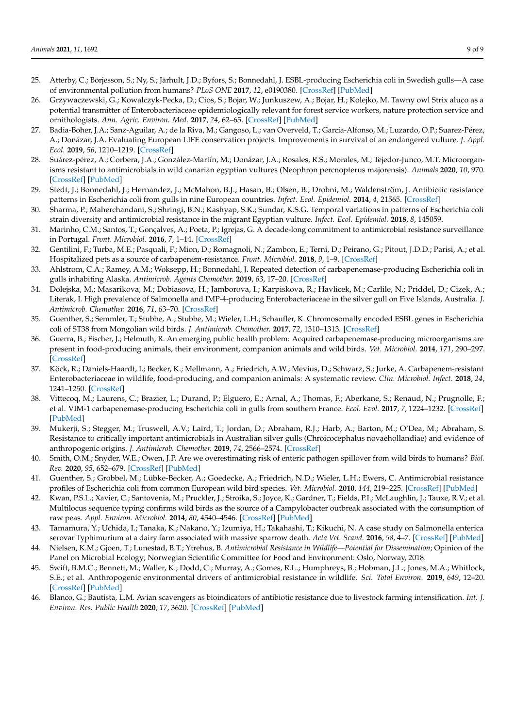25. Atterby, C.; Börjesson, S.; Ny, S.; Järhult, J.D.; Byfors, S.; Bonnedahl, J. ESBL-producing Escherichia coli in Swedish gulls—A case of environmental pollution from humans? *PLoS ONE* **2017**, *12*, e0190380. [CrossRef] [PubMed]
26. Grzywaczewski, G.; Kowalczyk-Pecka, D.; Cios, S.; Bojar, W.; Junkuszew, A.; Bojar, H.; Kolejko, M. Tawny owl Strix aluco as a potential transmitter of Enterobacteriaceae epidemiologically relevant for forest service workers, nature protection service and ornithologists. *Ann. Agric. Environ. Med.* **2017**, *24*, 62–65. [CrossRef] [PubMed]
27. Badia-Boher, J.A.; Sanz-Aguilar, A.; de la Riva, M.; Gangoso, L.; van Overveld, T.; García-Alfonso, M.; Luzardo, O.P.; Suarez-Pérez, A.; Donázar, J.A. Evaluating European LIFE conservation projects: Improvements in survival of an endangered vulture. *J. Appl. Ecol.* **2019**, *56*, 1210–1219. [CrossRef]
28. Suárez-pérez, A.; Corbera, J.A.; González-Martín, M.; Donázar, J.A.; Rosales, R.S.; Morales, M.; Tejedor-Junco, M.T. Microorganisms resistant to antimicrobials in wild canarian egyptian vultures (Neophron percnopterus majorensis). *Animals* **2020**, *10*, 970. [CrossRef] [PubMed]
29. Stedt, J.; Bonnedahl, J.; Hernandez, J.; McMahon, B.J.; Hasan, B.; Olsen, B.; Drobni, M.; Waldenström, J. Antibiotic resistance patterns in Escherichia coli from gulls in nine European countries. *Infect. Ecol. Epidemiol.* **2014**, *4*, 21565. [CrossRef]
30. Sharma, P.; Maherchandani, S.; Shringi, B.N.; Kashyap, S.K.; Sundar, K.S.G. Temporal variations in patterns of Escherichia coli strain diversity and antimicrobial resistance in the migrant Egyptian vulture. *Infect. Ecol. Epidemiol.* **2018**, *8*, 145059.
31. Marinho, C.M.; Santos, T.; Gonçalves, A.; Poeta, P.; Igrejas, G. A decade-long commitment to antimicrobial resistance surveillance in Portugal. *Front. Microbiol.* **2016**, *7*, 1–14. [CrossRef]
32. Gentilini, F.; Turba, M.E.; Pasquali, F.; Mion, D.; Romagnoli, N.; Zambon, E.; Terni, D.; Peirano, G.; Pitout, J.D.D.; Parisi, A.; et al. Hospitalized pets as a source of carbapenem-resistance. *Front. Microbiol.* **2018**, *9*, 1–9. [CrossRef]
33. Ahlstrom, C.A.; Ramey, A.M.; Woksepp, H.; Bonnedahl, J. Repeated detection of carbapenemase-producing Escherichia coli in gulls inhabiting Alaska. *Antimicrob. Agents Chemother.* **2019**, *63*, 17–20. [CrossRef]
34. Dolejska, M.; Masarikova, M.; Dobiasova, H.; Jamborova, I.; Karpiskova, R.; Havlicek, M.; Carlile, N.; Priddel, D.; Cizek, A.; Literak, I. High prevalence of Salmonella and IMP-4-producing Enterobacteriaceae in the silver gull on Five Islands, Australia. *J. Antimicrob. Chemother.* **2016**, *71*, 63–70. [CrossRef]
35. Guenther, S.; Semmler, T.; Stubbe, A.; Stubbe, M.; Wieler, L.H.; Schaufler, K. Chromosomally encoded ESBL genes in Escherichia coli of ST38 from Mongolian wild birds. *J. Antimicrob. Chemother.* **2017**, *72*, 1310–1313. [CrossRef]
36. Guerra, B.; Fischer, J.; Helmuth, R. An emerging public health problem: Acquired carbapenemase-producing microorganisms are present in food-producing animals, their environment, companion animals and wild birds. *Vet. Microbiol.* **2014**, *171*, 290–297. [CrossRef]
37. Köck, R.; Daniels-Haardt, I.; Becker, K.; Mellmann, A.; Friedrich, A.W.; Mevius, D.; Schwarz, S.; Jurke, A. Carbapenem-resistant Enterobacteriaceae in wildlife, food-producing, and companion animals: A systematic review. *Clin. Microbiol. Infect.* **2018**, *24*, 1241–1250. [CrossRef]
38. Vittecoq, M.; Laurens, C.; Brazier, L.; Durand, P.; Elguero, E.; Arnal, A.; Thomas, F.; Aberkane, S.; Renaud, N.; Prugnolle, F.; et al. VIM-1 carbapenemase-producing Escherichia coli in gulls from southern France. *Ecol. Evol.* **2017**, *7*, 1224–1232. [CrossRef] [PubMed]
39. Mukerji, S.; Stegger, M.; Truswell, A.V.; Laird, T.; Jordan, D.; Abraham, R.J.; Harb, A.; Barton, M.; O'Dea, M.; Abraham, S. Resistance to critically important antimicrobials in Australian silver gulls (Chroicocephalus novaehollandiae) and evidence of anthropogenic origins. *J. Antimicrob. Chemother.* **2019**, *74*, 2566–2574. [CrossRef]
40. Smith, O.M.; Snyder, W.E.; Owen, J.P. Are we overestimating risk of enteric pathogen spillover from wild birds to humans? *Biol. Rev.* **2020**, *95*, 652–679. [CrossRef] [PubMed]
41. Guenther, S.; Grobbel, M.; Lübke-Becker, A.; Goedecke, A.; Friedrich, N.D.; Wieler, L.H.; Ewers, C. Antimicrobial resistance profiles of Escherichia coli from common European wild bird species. *Vet. Microbiol.* **2010**, *144*, 219–225. [CrossRef] [PubMed]
42. Kwan, P.S.L.; Xavier, C.; Santovenia, M.; Pruckler, J.; Stroika, S.; Joyce, K.; Gardner, T.; Fields, P.I.; McLaughlin, J.; Tauxe, R.V.; et al. Multilocus sequence typing confirms wild birds as the source of a Campylobacter outbreak associated with the consumption of raw peas. *Appl. Environ. Microbiol.* **2014**, *80*, 4540–4546. [CrossRef] [PubMed]
43. Tamamura, Y.; Uchida, I.; Tanaka, K.; Nakano, Y.; Izumiya, H.; Takahashi, T.; Kikuchi, N. A case study on Salmonella enterica serovar Typhimurium at a dairy farm associated with massive sparrow death. *Acta Vet. Scand.* **2016**, *58*, 4–7. [CrossRef] [PubMed]
44. Nielsen, K.M.; Gjoen, T.; Lunestad, B.T.; Ytrehus, B. *Antimicrobial Resistance in Wildlife—Potential for Dissemination*; Opinion of the Panel on Microbial Ecology; Norwegian Scientific Committee for Food and Environment: Oslo, Norway, 2018.
45. Swift, B.M.C.; Bennett, M.; Waller, K.; Dodd, C.; Murray, A.; Gomes, R.L.; Humphreys, B.; Hobman, J.L.; Jones, M.A.; Whitlock, S.E.; et al. Anthropogenic environmental drivers of antimicrobial resistance in wildlife. *Sci. Total Environ.* **2019**, *649*, 12–20. [CrossRef] [PubMed]
46. Blanco, G.; Bautista, L.M. Avian scavengers as bioindicators of antibiotic resistance due to livestock farming intensification. *Int. J. Environ. Res. Public Health* **2020**, *17*, 3620. [CrossRef] [PubMed]